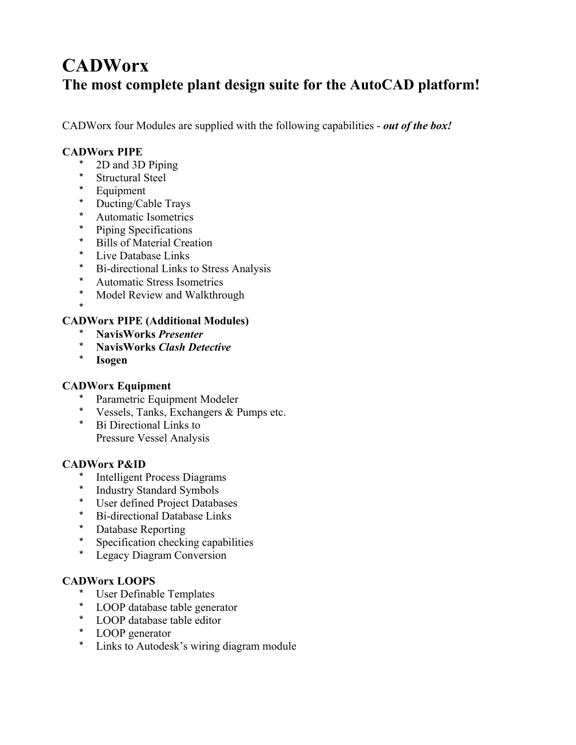# CADWorx
## The most complete plant design suite for the AutoCAD platform!

CADWorx four Modules are supplied with the following capabilities - ***out of the box!***

**CADWorx PIPE**

* 2D and 3D Piping
* Structural Steel
* Equipment
* Ducting/Cable Trays
* Automatic Isometrics
* Piping Specifications
* Bills of Material Creation
* Live Database Links
* Bi-directional Links to Stress Analysis
* Automatic Stress Isometrics
* Model Review and Walkthrough
*

**CADWorx PIPE (Additional Modules)**

* **NavisWorks *Presenter***
* **NavisWorks *Clash Detective***
* **Isogen**

**CADWorx Equipment**

* Parametric Equipment Modeler
* Vessels, Tanks, Exchangers & Pumps etc.
* Bi Directional Links to Pressure Vessel Analysis

**CADWorx P&ID**

* Intelligent Process Diagrams
* Industry Standard Symbols
* User defined Project Databases
* Bi-directional Database Links
* Database Reporting
* Specification checking capabilities
* Legacy Diagram Conversion

**CADWorx LOOPS**

* User Definable Templates
* LOOP database table generator
* LOOP database table editor
* LOOP generator
* Links to Autodesk's wiring diagram module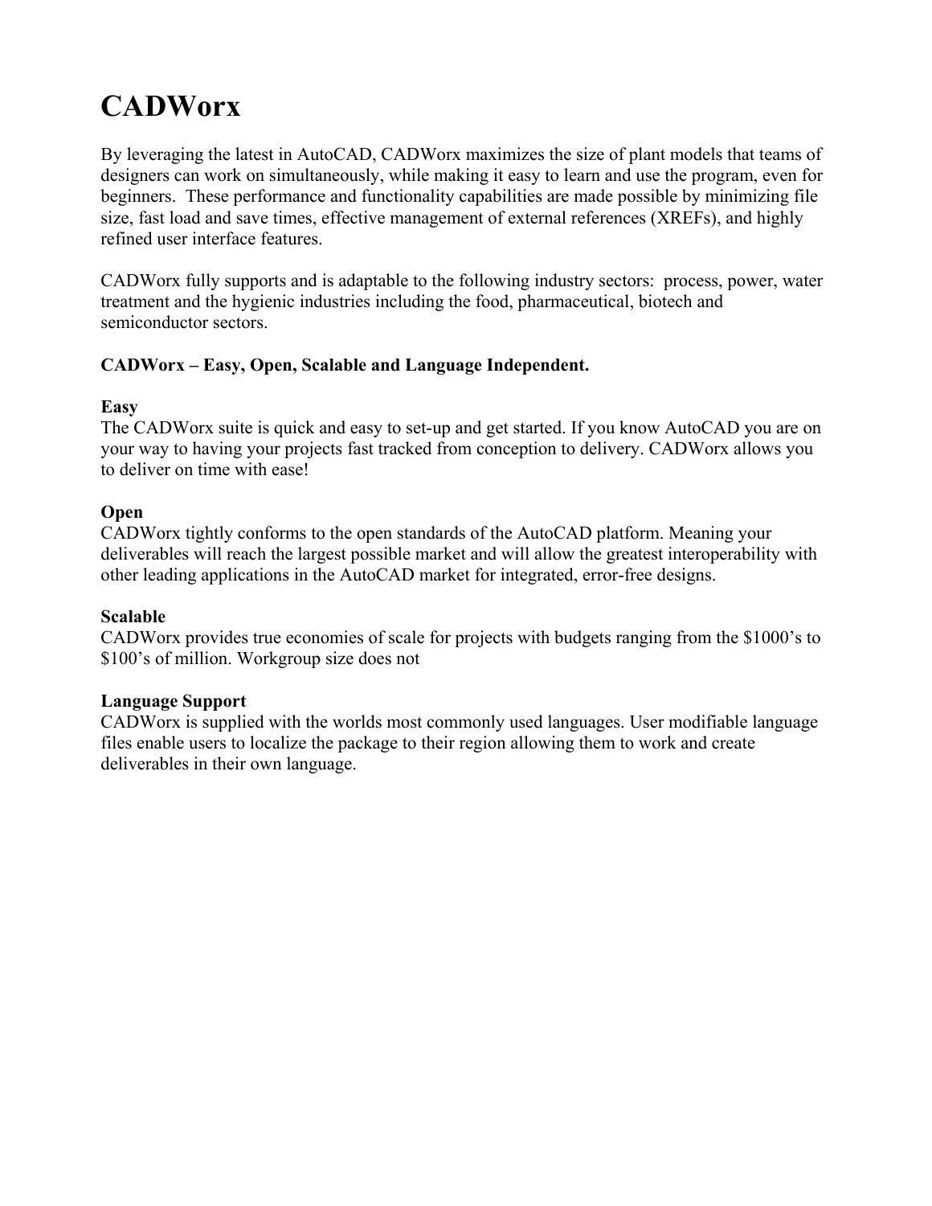# CADWorx

By leveraging the latest in AutoCAD, CADWorx maximizes the size of plant models that teams of designers can work on simultaneously, while making it easy to learn and use the program, even for beginners. These performance and functionality capabilities are made possible by minimizing file size, fast load and save times, effective management of external references (XREFs), and highly refined user interface features.

CADWorx fully supports and is adaptable to the following industry sectors: process, power, water treatment and the hygienic industries including the food, pharmaceutical, biotech and semiconductor sectors.

**CADWorx – Easy, Open, Scalable and Language Independent.**

**Easy**
The CADWorx suite is quick and easy to set-up and get started. If you know AutoCAD you are on your way to having your projects fast tracked from conception to delivery. CADWorx allows you to deliver on time with ease!

**Open**
CADWorx tightly conforms to the open standards of the AutoCAD platform. Meaning your deliverables will reach the largest possible market and will allow the greatest interoperability with other leading applications in the AutoCAD market for integrated, error-free designs.

**Scalable**
CADWorx provides true economies of scale for projects with budgets ranging from the $1000's to $100's of million. Workgroup size does not

**Language Support**
CADWorx is supplied with the worlds most commonly used languages. User modifiable language files enable users to localize the package to their region allowing them to work and create deliverables in their own language.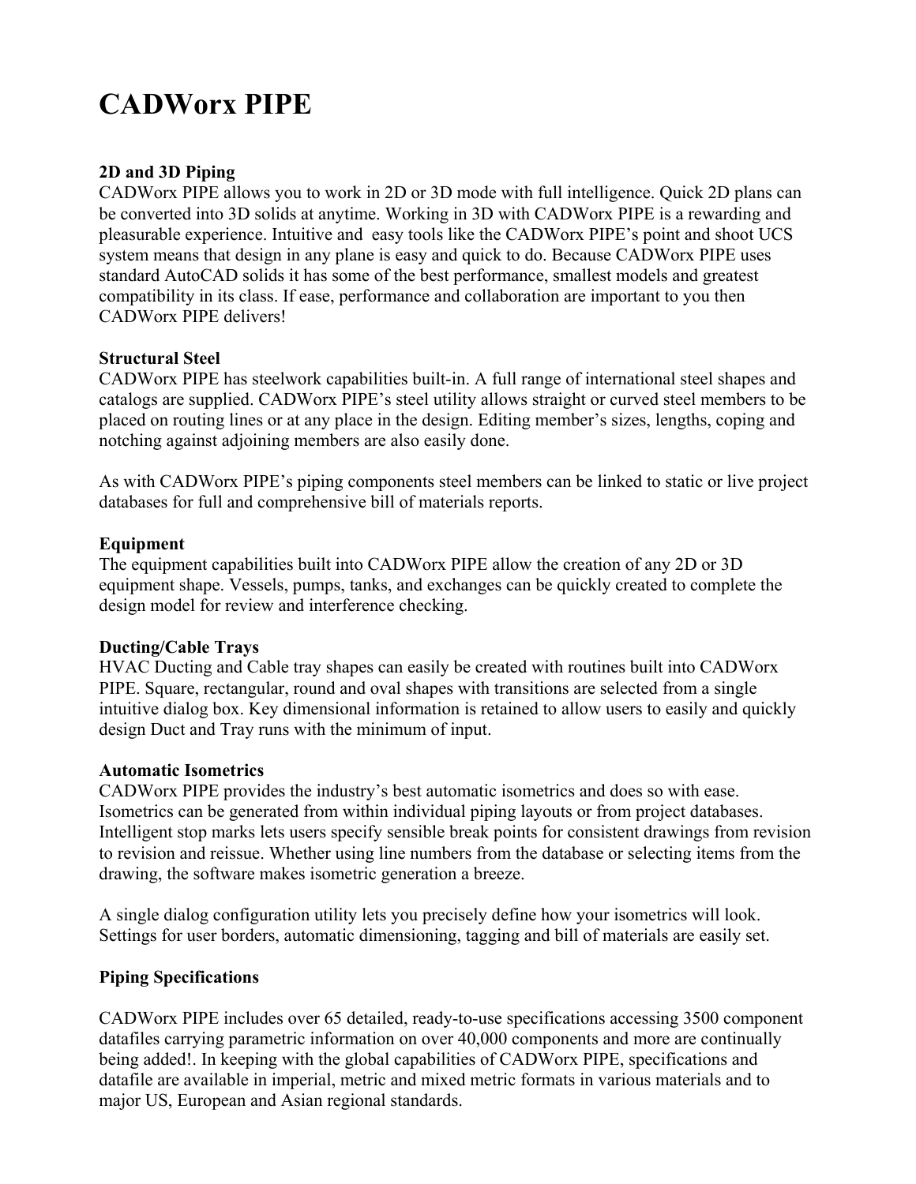# CADWorx PIPE

**2D and 3D Piping**

CADWorx PIPE allows you to work in 2D or 3D mode with full intelligence. Quick 2D plans can be converted into 3D solids at anytime. Working in 3D with CADWorx PIPE is a rewarding and pleasurable experience. Intuitive and easy tools like the CADWorx PIPE's point and shoot UCS system means that design in any plane is easy and quick to do. Because CADWorx PIPE uses standard AutoCAD solids it has some of the best performance, smallest models and greatest compatibility in its class. If ease, performance and collaboration are important to you then CADWorx PIPE delivers!

**Structural Steel**

CADWorx PIPE has steelwork capabilities built-in. A full range of international steel shapes and catalogs are supplied. CADWorx PIPE's steel utility allows straight or curved steel members to be placed on routing lines or at any place in the design. Editing member's sizes, lengths, coping and notching against adjoining members are also easily done.

As with CADWorx PIPE's piping components steel members can be linked to static or live project databases for full and comprehensive bill of materials reports.

**Equipment**

The equipment capabilities built into CADWorx PIPE allow the creation of any 2D or 3D equipment shape. Vessels, pumps, tanks, and exchanges can be quickly created to complete the design model for review and interference checking.

**Ducting/Cable Trays**

HVAC Ducting and Cable tray shapes can easily be created with routines built into CADWorx PIPE. Square, rectangular, round and oval shapes with transitions are selected from a single intuitive dialog box. Key dimensional information is retained to allow users to easily and quickly design Duct and Tray runs with the minimum of input.

**Automatic Isometrics**

CADWorx PIPE provides the industry's best automatic isometrics and does so with ease. Isometrics can be generated from within individual piping layouts or from project databases. Intelligent stop marks lets users specify sensible break points for consistent drawings from revision to revision and reissue. Whether using line numbers from the database or selecting items from the drawing, the software makes isometric generation a breeze.

A single dialog configuration utility lets you precisely define how your isometrics will look. Settings for user borders, automatic dimensioning, tagging and bill of materials are easily set.

**Piping Specifications**

CADWorx PIPE includes over 65 detailed, ready-to-use specifications accessing 3500 component datafiles carrying parametric information on over 40,000 components and more are continually being added!. In keeping with the global capabilities of CADWorx PIPE, specifications and datafile are available in imperial, metric and mixed metric formats in various materials and to major US, European and Asian regional standards.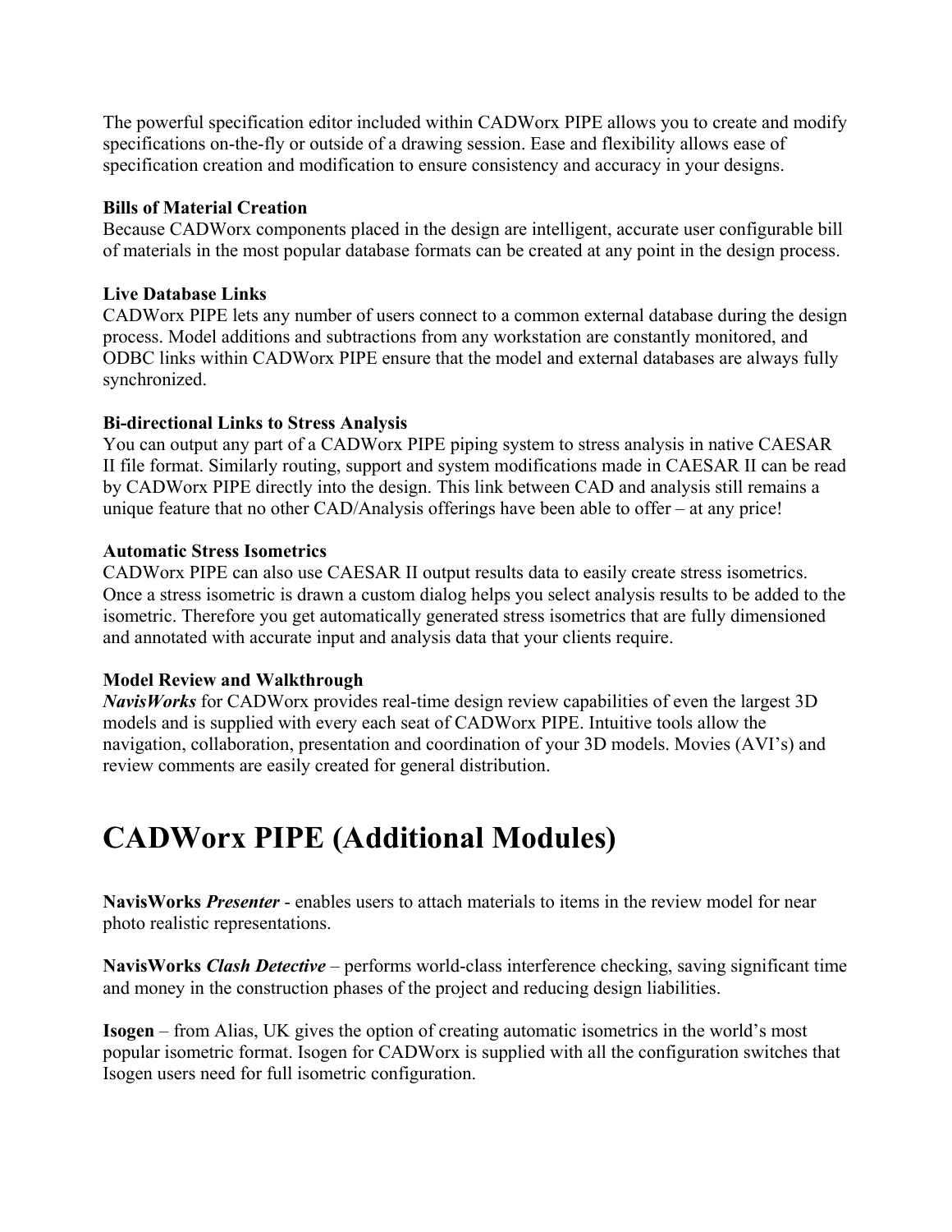The powerful specification editor included within CADWorx PIPE allows you to create and modify specifications on-the-fly or outside of a drawing session. Ease and flexibility allows ease of specification creation and modification to ensure consistency and accuracy in your designs.

**Bills of Material Creation**
Because CADWorx components placed in the design are intelligent, accurate user configurable bill of materials in the most popular database formats can be created at any point in the design process.

**Live Database Links**
CADWorx PIPE lets any number of users connect to a common external database during the design process. Model additions and subtractions from any workstation are constantly monitored, and ODBC links within CADWorx PIPE ensure that the model and external databases are always fully synchronized.

**Bi-directional Links to Stress Analysis**
You can output any part of a CADWorx PIPE piping system to stress analysis in native CAESAR II file format. Similarly routing, support and system modifications made in CAESAR II can be read by CADWorx PIPE directly into the design. This link between CAD and analysis still remains a unique feature that no other CAD/Analysis offerings have been able to offer – at any price!

**Automatic Stress Isometrics**
CADWorx PIPE can also use CAESAR II output results data to easily create stress isometrics. Once a stress isometric is drawn a custom dialog helps you select analysis results to be added to the isometric. Therefore you get automatically generated stress isometrics that are fully dimensioned and annotated with accurate input and analysis data that your clients require.

**Model Review and Walkthrough**
***NavisWorks*** for CADWorx provides real-time design review capabilities of even the largest 3D models and is supplied with every each seat of CADWorx PIPE. Intuitive tools allow the navigation, collaboration, presentation and coordination of your 3D models. Movies (AVI's) and review comments are easily created for general distribution.

# CADWorx PIPE (Additional Modules)

**NavisWorks *Presenter*** - enables users to attach materials to items in the review model for near photo realistic representations.

**NavisWorks *Clash Detective*** – performs world-class interference checking, saving significant time and money in the construction phases of the project and reducing design liabilities.

**Isogen** – from Alias, UK gives the option of creating automatic isometrics in the world's most popular isometric format. Isogen for CADWorx is supplied with all the configuration switches that Isogen users need for full isometric configuration.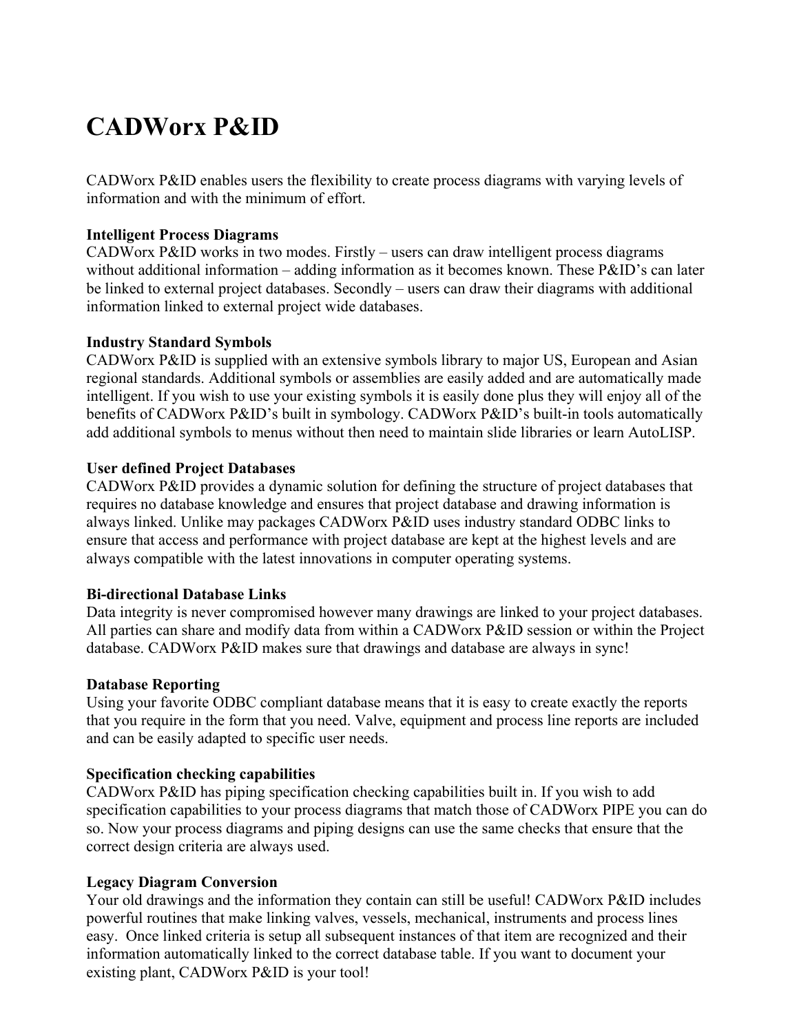# CADWorx P&ID

CADWorx P&ID enables users the flexibility to create process diagrams with varying levels of information and with the minimum of effort.

**Intelligent Process Diagrams**
CADWorx P&ID works in two modes. Firstly – users can draw intelligent process diagrams without additional information – adding information as it becomes known. These P&ID's can later be linked to external project databases. Secondly – users can draw their diagrams with additional information linked to external project wide databases.

**Industry Standard Symbols**
CADWorx P&ID is supplied with an extensive symbols library to major US, European and Asian regional standards. Additional symbols or assemblies are easily added and are automatically made intelligent. If you wish to use your existing symbols it is easily done plus they will enjoy all of the benefits of CADWorx P&ID's built in symbology. CADWorx P&ID's built-in tools automatically add additional symbols to menus without then need to maintain slide libraries or learn AutoLISP.

**User defined Project Databases**
CADWorx P&ID provides a dynamic solution for defining the structure of project databases that requires no database knowledge and ensures that project database and drawing information is always linked. Unlike may packages CADWorx P&ID uses industry standard ODBC links to ensure that access and performance with project database are kept at the highest levels and are always compatible with the latest innovations in computer operating systems.

**Bi-directional Database Links**
Data integrity is never compromised however many drawings are linked to your project databases. All parties can share and modify data from within a CADWorx P&ID session or within the Project database. CADWorx P&ID makes sure that drawings and database are always in sync!

**Database Reporting**
Using your favorite ODBC compliant database means that it is easy to create exactly the reports that you require in the form that you need. Valve, equipment and process line reports are included and can be easily adapted to specific user needs.

**Specification checking capabilities**
CADWorx P&ID has piping specification checking capabilities built in. If you wish to add specification capabilities to your process diagrams that match those of CADWorx PIPE you can do so. Now your process diagrams and piping designs can use the same checks that ensure that the correct design criteria are always used.

**Legacy Diagram Conversion**
Your old drawings and the information they contain can still be useful! CADWorx P&ID includes powerful routines that make linking valves, vessels, mechanical, instruments and process lines easy. Once linked criteria is setup all subsequent instances of that item are recognized and their information automatically linked to the correct database table. If you want to document your existing plant, CADWorx P&ID is your tool!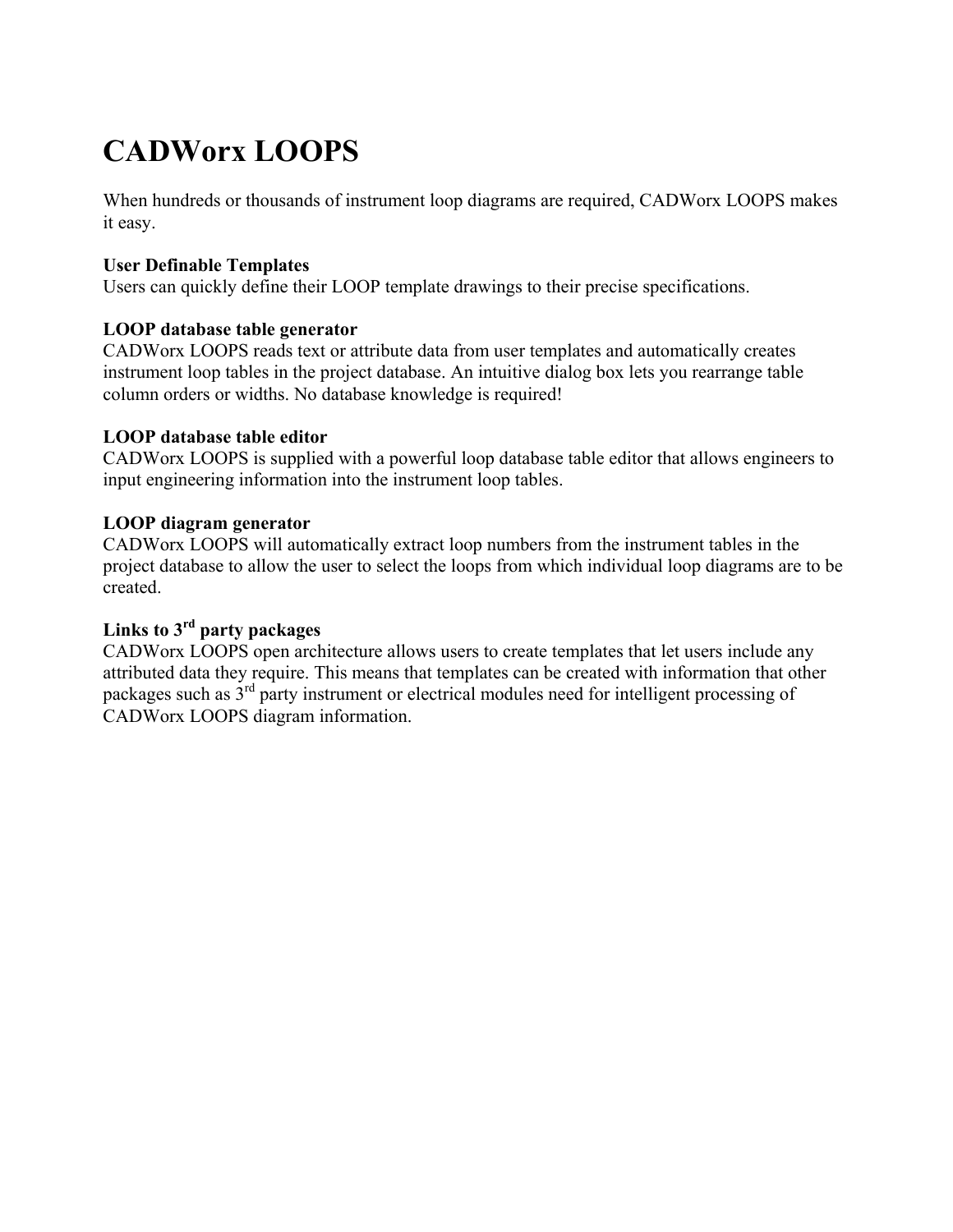# CADWorx LOOPS

When hundreds or thousands of instrument loop diagrams are required, CADWorx LOOPS makes it easy.

**User Definable Templates**
Users can quickly define their LOOP template drawings to their precise specifications.

**LOOP database table generator**
CADWorx LOOPS reads text or attribute data from user templates and automatically creates instrument loop tables in the project database. An intuitive dialog box lets you rearrange table column orders or widths. No database knowledge is required!

**LOOP database table editor**
CADWorx LOOPS is supplied with a powerful loop database table editor that allows engineers to input engineering information into the instrument loop tables.

**LOOP diagram generator**
CADWorx LOOPS will automatically extract loop numbers from the instrument tables in the project database to allow the user to select the loops from which individual loop diagrams are to be created.

**Links to 3rd party packages**
CADWorx LOOPS open architecture allows users to create templates that let users include any attributed data they require. This means that templates can be created with information that other packages such as 3rd party instrument or electrical modules need for intelligent processing of CADWorx LOOPS diagram information.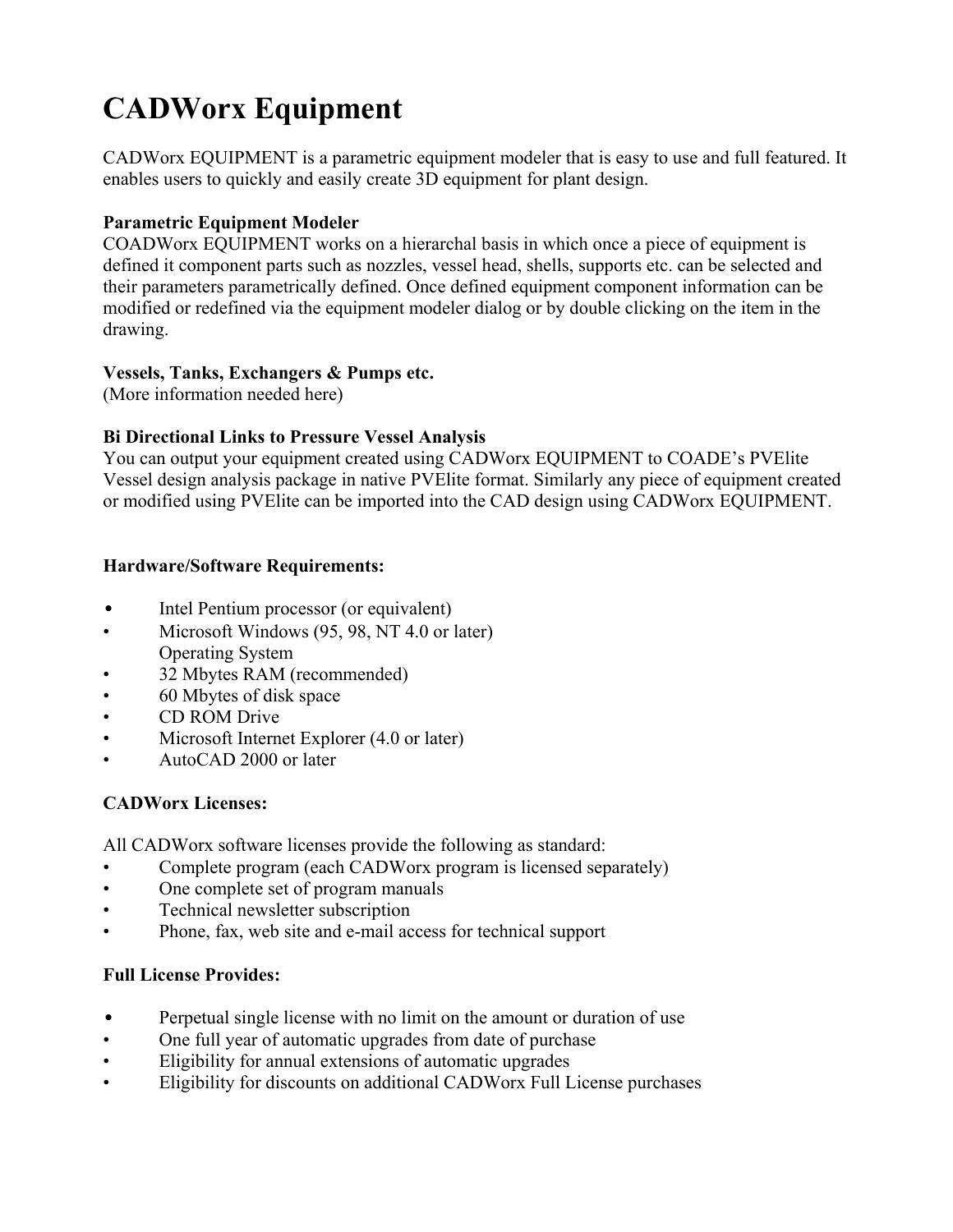# CADWorx Equipment

CADWorx EQUIPMENT is a parametric equipment modeler that is easy to use and full featured. It enables users to quickly and easily create 3D equipment for plant design.

**Parametric Equipment Modeler**

COADWorx EQUIPMENT works on a hierarchal basis in which once a piece of equipment is defined it component parts such as nozzles, vessel head, shells, supports etc. can be selected and their parameters parametrically defined. Once defined equipment component information can be modified or redefined via the equipment modeler dialog or by double clicking on the item in the drawing.

**Vessels, Tanks, Exchangers & Pumps etc.**

(More information needed here)

**Bi Directional Links to Pressure Vessel Analysis**

You can output your equipment created using CADWorx EQUIPMENT to COADE's PVElite Vessel design analysis package in native PVElite format. Similarly any piece of equipment created or modified using PVElite can be imported into the CAD design using CADWorx EQUIPMENT.

**Hardware/Software Requirements:**

- Intel Pentium processor (or equivalent)
- Microsoft Windows (95, 98, NT 4.0 or later) Operating System
- 32 Mbytes RAM (recommended)
- 60 Mbytes of disk space
- CD ROM Drive
- Microsoft Internet Explorer (4.0 or later)
- AutoCAD 2000 or later

**CADWorx Licenses:**

All CADWorx software licenses provide the following as standard:

- Complete program (each CADWorx program is licensed separately)
- One complete set of program manuals
- Technical newsletter subscription
- Phone, fax, web site and e-mail access for technical support

**Full License Provides:**

- Perpetual single license with no limit on the amount or duration of use
- One full year of automatic upgrades from date of purchase
- Eligibility for annual extensions of automatic upgrades
- Eligibility for discounts on additional CADWorx Full License purchases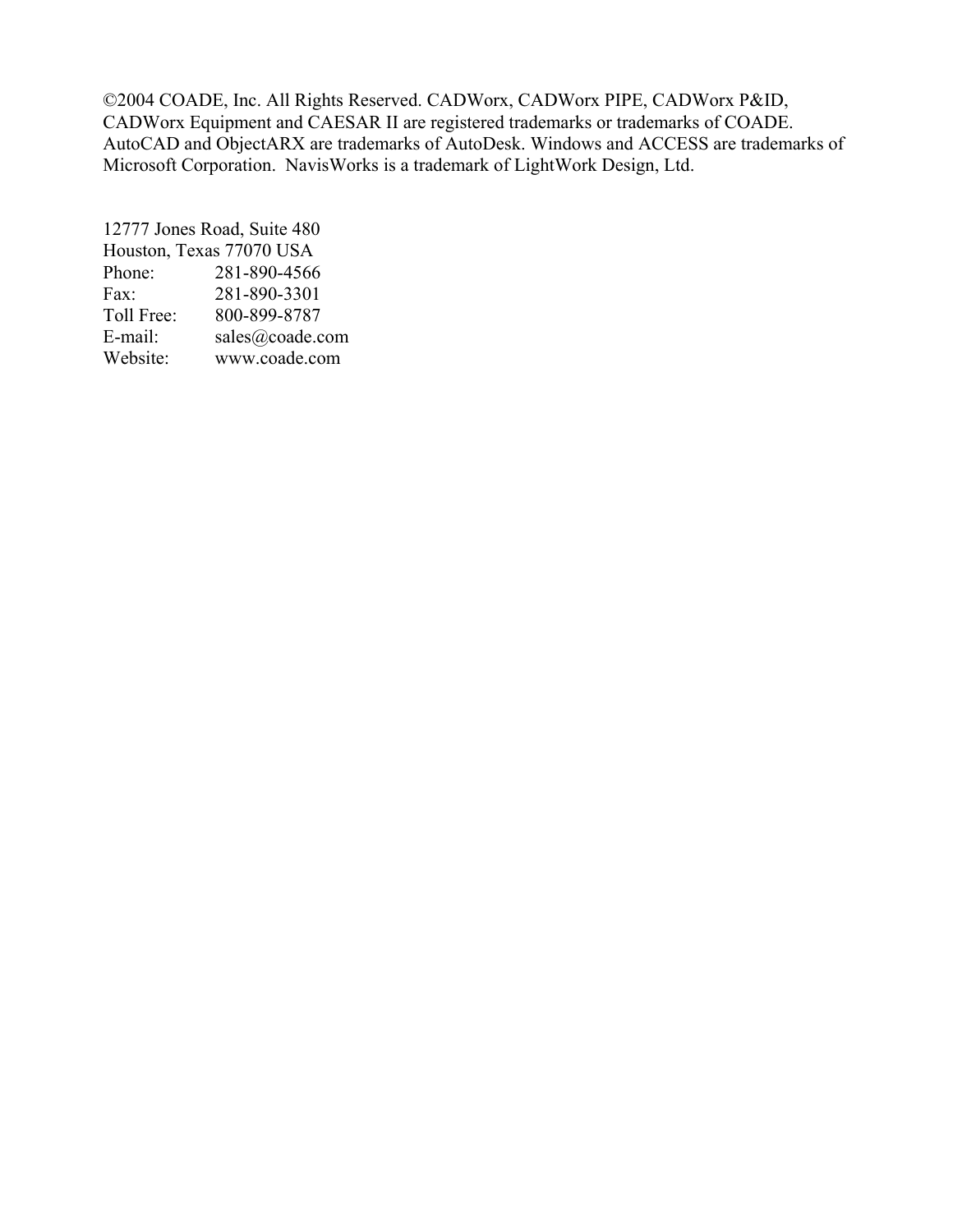©2004 COADE, Inc. All Rights Reserved. CADWorx, CADWorx PIPE, CADWorx P&ID, CADWorx Equipment and CAESAR II are registered trademarks or trademarks of COADE. AutoCAD and ObjectARX are trademarks of AutoDesk. Windows and ACCESS are trademarks of Microsoft Corporation. NavisWorks is a trademark of LightWork Design, Ltd.

12777 Jones Road, Suite 480
Houston, Texas 77070 USA

| | |
|---|---|
| Phone: | 281-890-4566 |
| Fax: | 281-890-3301 |
| Toll Free: | 800-899-8787 |
| E-mail: | sales@coade.com |
| Website: | www.coade.com |